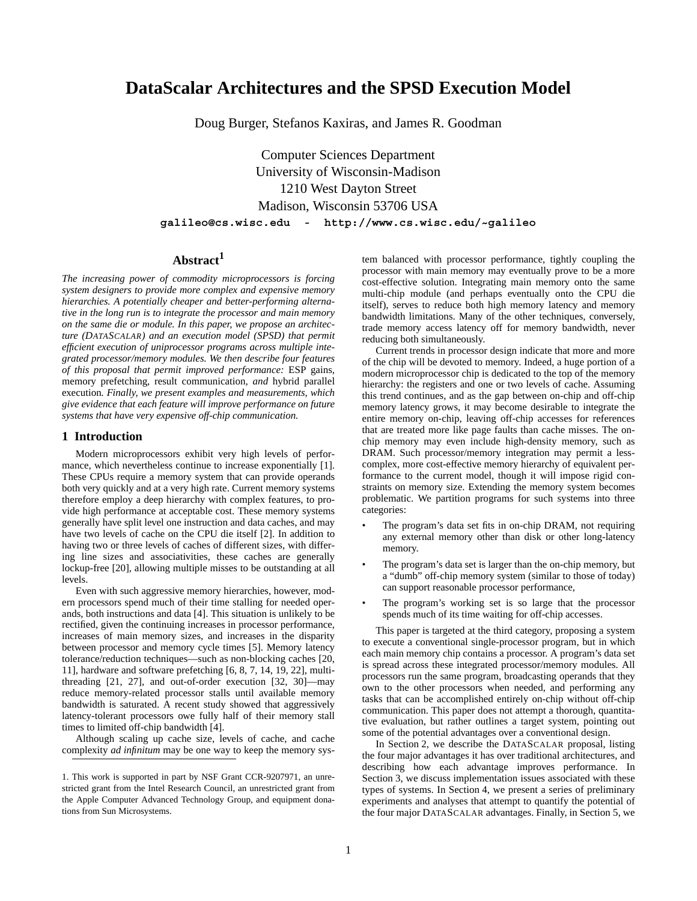# DataScalar Architectures and the SPSD Execution Model

Doug Burger, Stefanos Kaxiras, and James R. Goodman

Computer Sciences Department
University of Wisconsin-Madison
1210 West Dayton Street
Madison, Wisconsin 53706 USA

**galileo@cs.wisc.edu - http://www.cs.wisc.edu/~galileo**

## Abstract[1]

*The increasing power of commodity microprocessors is forcing system designers to provide more complex and expensive memory hierarchies. A potentially cheaper and better-performing alternative in the long run is to integrate the processor and main memory on the same die or module. In this paper, we propose an architecture (DATASCALAR) and an execution model (SPSD) that permit efficient execution of uniprocessor programs across multiple integrated processor/memory modules. We then describe four features of this proposal that permit improved performance:* ESP gains, memory prefetching, result communication, *and* hybrid parallel execution*. Finally, we present examples and measurements, which give evidence that each feature will improve performance on future systems that have very expensive off-chip communication.*

## 1 Introduction

Modern microprocessors exhibit very high levels of performance, which nevertheless continue to increase exponentially [1]. These CPUs require a memory system that can provide operands both very quickly and at a very high rate. Current memory systems therefore employ a deep hierarchy with complex features, to provide high performance at acceptable cost. These memory systems generally have split level one instruction and data caches, and may have two levels of cache on the CPU die itself [2]. In addition to having two or three levels of caches of different sizes, with differing line sizes and associativities, these caches are generally lockup-free [20], allowing multiple misses to be outstanding at all levels.

Even with such aggressive memory hierarchies, however, modern processors spend much of their time stalling for needed operands, both instructions and data [4]. This situation is unlikely to be rectified, given the continuing increases in processor performance, increases of main memory sizes, and increases in the disparity between processor and memory cycle times [5]. Memory latency tolerance/reduction techniques—such as non-blocking caches [20, 11], hardware and software prefetching [6, 8, 7, 14, 19, 22], multithreading [21, 27], and out-of-order execution [32, 30]—may reduce memory-related processor stalls until available memory bandwidth is saturated. A recent study showed that aggressively latency-tolerant processors owe fully half of their memory stall times to limited off-chip bandwidth [4].

Although scaling up cache size, levels of cache, and cache complexity *ad infinitum* may be one way to keep the memory system balanced with processor performance, tightly coupling the processor with main memory may eventually prove to be a more cost-effective solution. Integrating main memory onto the same multi-chip module (and perhaps eventually onto the CPU die itself), serves to reduce both high memory latency and memory bandwidth limitations. Many of the other techniques, conversely, trade memory access latency off for memory bandwidth, never reducing both simultaneously.

Current trends in processor design indicate that more and more of the chip will be devoted to memory. Indeed, a huge portion of a modern microprocessor chip is dedicated to the top of the memory hierarchy: the registers and one or two levels of cache. Assuming this trend continues, and as the gap between on-chip and off-chip memory latency grows, it may become desirable to integrate the entire memory on-chip, leaving off-chip accesses for references that are treated more like page faults than cache misses. The on-chip memory may even include high-density memory, such as DRAM. Such processor/memory integration may permit a less-complex, more cost-effective memory hierarchy of equivalent performance to the current model, though it will impose rigid constraints on memory size. Extending the memory system becomes problematic. We partition programs for such systems into three categories:

- The program's data set fits in on-chip DRAM, not requiring any external memory other than disk or other long-latency memory.
- The program's data set is larger than the on-chip memory, but a "dumb" off-chip memory system (similar to those of today) can support reasonable processor performance,
- The program's working set is so large that the processor spends much of its time waiting for off-chip accesses.

This paper is targeted at the third category, proposing a system to execute a conventional single-processor program, but in which each main memory chip contains a processor. A program's data set is spread across these integrated processor/memory modules. All processors run the same program, broadcasting operands that they own to the other processors when needed, and performing any tasks that can be accomplished entirely on-chip without off-chip communication. This paper does not attempt a thorough, quantitative evaluation, but rather outlines a target system, pointing out some of the potential advantages over a conventional design.

In Section 2, we describe the DATASCALAR proposal, listing the four major advantages it has over traditional architectures, and describing how each advantage improves performance. In Section 3, we discuss implementation issues associated with these types of systems. In Section 4, we present a series of preliminary experiments and analyses that attempt to quantify the potential of the four major DATASCALAR advantages. Finally, in Section 5, we

1. This work is supported in part by NSF Grant CCR-9207971, an unrestricted grant from the Intel Research Council, an unrestricted grant from the Apple Computer Advanced Technology Group, and equipment donations from Sun Microsystems.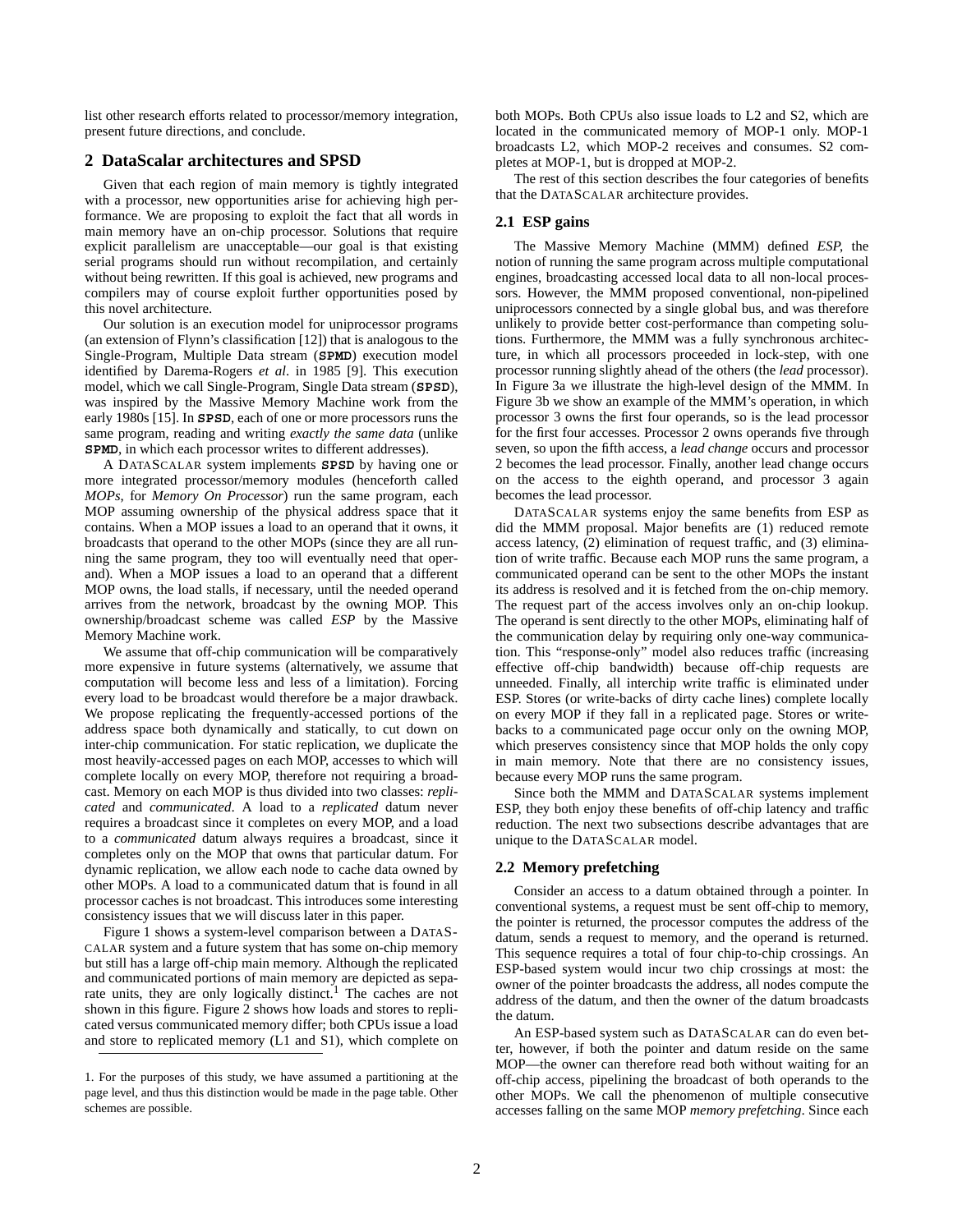list other research efforts related to processor/memory integration, present future directions, and conclude.

## 2 DataScalar architectures and SPSD

Given that each region of main memory is tightly integrated with a processor, new opportunities arise for achieving high performance. We are proposing to exploit the fact that all words in main memory have an on-chip processor. Solutions that require explicit parallelism are unacceptable—our goal is that existing serial programs should run without recompilation, and certainly without being rewritten. If this goal is achieved, new programs and compilers may of course exploit further opportunities posed by this novel architecture.

Our solution is an execution model for uniprocessor programs (an extension of Flynn's classification [12]) that is analogous to the Single-Program, Multiple Data stream (**SPMD**) execution model identified by Darema-Rogers *et al*. in 1985 [9]. This execution model, which we call Single-Program, Single Data stream (**SPSD**), was inspired by the Massive Memory Machine work from the early 1980s [15]. In **SPSD**, each of one or more processors runs the same program, reading and writing *exactly the same data* (unlike **SPMD**, in which each processor writes to different addresses).

A DATASCALAR system implements **SPSD** by having one or more integrated processor/memory modules (henceforth called *MOPs*, for *Memory On Processor*) run the same program, each MOP assuming ownership of the physical address space that it contains. When a MOP issues a load to an operand that it owns, it broadcasts that operand to the other MOPs (since they are all running the same program, they too will eventually need that operand). When a MOP issues a load to an operand that a different MOP owns, the load stalls, if necessary, until the needed operand arrives from the network, broadcast by the owning MOP. This ownership/broadcast scheme was called *ESP* by the Massive Memory Machine work.

We assume that off-chip communication will be comparatively more expensive in future systems (alternatively, we assume that computation will become less and less of a limitation). Forcing every load to be broadcast would therefore be a major drawback. We propose replicating the frequently-accessed portions of the address space both dynamically and statically, to cut down on inter-chip communication. For static replication, we duplicate the most heavily-accessed pages on each MOP, accesses to which will complete locally on every MOP, therefore not requiring a broadcast. Memory on each MOP is thus divided into two classes: *replicated* and *communicated*. A load to a *replicated* datum never requires a broadcast since it completes on every MOP, and a load to a *communicated* datum always requires a broadcast, since it completes only on the MOP that owns that particular datum. For dynamic replication, we allow each node to cache data owned by other MOPs. A load to a communicated datum that is found in all processor caches is not broadcast. This introduces some interesting consistency issues that we will discuss later in this paper.

Figure 1 shows a system-level comparison between a DATASCALAR system and a future system that has some on-chip memory but still has a large off-chip main memory. Although the replicated and communicated portions of main memory are depicted as separate units, they are only logically distinct.[1] The caches are not shown in this figure. Figure 2 shows how loads and stores to replicated versus communicated memory differ; both CPUs issue a load and store to replicated memory (L1 and S1), which complete on both MOPs. Both CPUs also issue loads to L2 and S2, which are located in the communicated memory of MOP-1 only. MOP-1 broadcasts L2, which MOP-2 receives and consumes. S2 completes at MOP-1, but is dropped at MOP-2.

The rest of this section describes the four categories of benefits that the DATASCALAR architecture provides.

### 2.1 ESP gains

The Massive Memory Machine (MMM) defined *ESP*, the notion of running the same program across multiple computational engines, broadcasting accessed local data to all non-local processors. However, the MMM proposed conventional, non-pipelined uniprocessors connected by a single global bus, and was therefore unlikely to provide better cost-performance than competing solutions. Furthermore, the MMM was a fully synchronous architecture, in which all processors proceeded in lock-step, with one processor running slightly ahead of the others (the *lead* processor). In Figure 3a we illustrate the high-level design of the MMM. In Figure 3b we show an example of the MMM's operation, in which processor 3 owns the first four operands, so is the lead processor for the first four accesses. Processor 2 owns operands five through seven, so upon the fifth access, a *lead change* occurs and processor 2 becomes the lead processor. Finally, another lead change occurs on the access to the eighth operand, and processor 3 again becomes the lead processor.

DATASCALAR systems enjoy the same benefits from ESP as did the MMM proposal. Major benefits are (1) reduced remote access latency, (2) elimination of request traffic, and (3) elimination of write traffic. Because each MOP runs the same program, a communicated operand can be sent to the other MOPs the instant its address is resolved and it is fetched from the on-chip memory. The request part of the access involves only an on-chip lookup. The operand is sent directly to the other MOPs, eliminating half of the communication delay by requiring only one-way communication. This "response-only" model also reduces traffic (increasing effective off-chip bandwidth) because off-chip requests are unneeded. Finally, all interchip write traffic is eliminated under ESP. Stores (or write-backs of dirty cache lines) complete locally on every MOP if they fall in a replicated page. Stores or write-backs to a communicated page occur only on the owning MOP, which preserves consistency since that MOP holds the only copy in main memory. Note that there are no consistency issues, because every MOP runs the same program.

Since both the MMM and DATASCALAR systems implement ESP, they both enjoy these benefits of off-chip latency and traffic reduction. The next two subsections describe advantages that are unique to the DATASCALAR model.

### 2.2 Memory prefetching

Consider an access to a datum obtained through a pointer. In conventional systems, a request must be sent off-chip to memory, the pointer is returned, the processor computes the address of the datum, sends a request to memory, and the operand is returned. This sequence requires a total of four chip-to-chip crossings. An ESP-based system would incur two chip crossings at most: the owner of the pointer broadcasts the address, all nodes compute the address of the datum, and then the owner of the datum broadcasts the datum.

An ESP-based system such as DATASCALAR can do even better, however, if both the pointer and datum reside on the same MOP—the owner can therefore read both without waiting for an off-chip access, pipelining the broadcast of both operands to the other MOPs. We call the phenomenon of multiple consecutive accesses falling on the same MOP *memory prefetching*. Since each

1. For the purposes of this study, we have assumed a partitioning at the page level, and thus this distinction would be made in the page table. Other schemes are possible.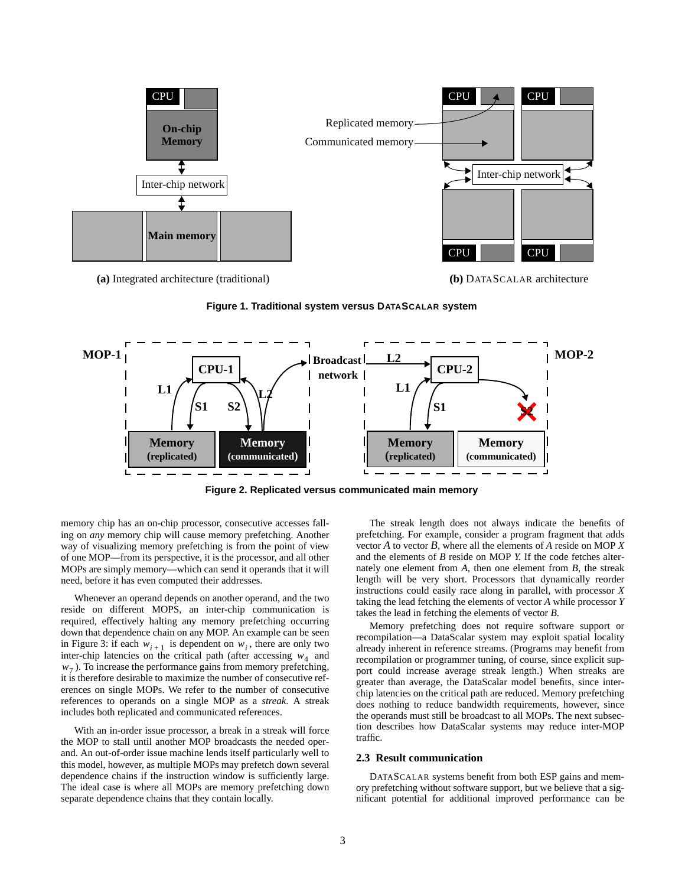CPU

On-chip Memory

Inter-chip network

Main memory

**(a)** Integrated architecture (traditional)

Replicated memory

Communicated memory

CPU

CPU

Inter-chip network

CPU

CPU

**(b)** DATASCALAR architecture

**Figure 1. Traditional system versus DATASCALAR system**

MOP-1

CPU-1

L1

S1

S2

L2

Memory (replicated)

Memory (communicated)

Broadcast network

L2

CPU-2

MOP-2

L1

S1

S2

Memory (replicated)

Memory (communicated)

**Figure 2. Replicated versus communicated main memory**

memory chip has an on-chip processor, consecutive accesses falling on *any* memory chip will cause memory prefetching. Another way of visualizing memory prefetching is from the point of view of one MOP—from its perspective, it is the processor, and all other MOPs are simply memory—which can send it operands that it will need, before it has even computed their addresses.

Whenever an operand depends on another operand, and the two reside on different MOPS, an inter-chip communication is required, effectively halting any memory prefetching occurring down that dependence chain on any MOP. An example can be seen in Figure 3: if each $w_{i+1}$ is dependent on $w_i$, there are only two inter-chip latencies on the critical path (after accessing $w_4$ and $w_7$). To increase the performance gains from memory prefetching, it is therefore desirable to maximize the number of consecutive references on single MOPs. We refer to the number of consecutive references to operands on a single MOP as a *streak*. A streak includes both replicated and communicated references.

With an in-order issue processor, a break in a streak will force the MOP to stall until another MOP broadcasts the needed operand. An out-of-order issue machine lends itself particularly well to this model, however, as multiple MOPs may prefetch down several dependence chains if the instruction window is sufficiently large. The ideal case is where all MOPs are memory prefetching down separate dependence chains that they contain locally.

The streak length does not always indicate the benefits of prefetching. For example, consider a program fragment that adds vector *A* to vector *B*, where all the elements of *A* reside on MOP *X* and the elements of *B* reside on MOP *Y*. If the code fetches alternately one element from *A*, then one element from *B*, the streak length will be very short. Processors that dynamically reorder instructions could easily race along in parallel, with processor *X* taking the lead fetching the elements of vector *A* while processor *Y* takes the lead in fetching the elements of vector *B*.

Memory prefetching does not require software support or recompilation—a DataScalar system may exploit spatial locality already inherent in reference streams. (Programs may benefit from recompilation or programmer tuning, of course, since explicit support could increase average streak length.) When streaks are greater than average, the DataScalar model benefits, since inter-chip latencies on the critical path are reduced. Memory prefetching does nothing to reduce bandwidth requirements, however, since the operands must still be broadcast to all MOPs. The next subsection describes how DataScalar systems may reduce inter-MOP traffic.

### 2.3 Result communication

DATASCALAR systems benefit from both ESP gains and memory prefetching without software support, but we believe that a significant potential for additional improved performance can be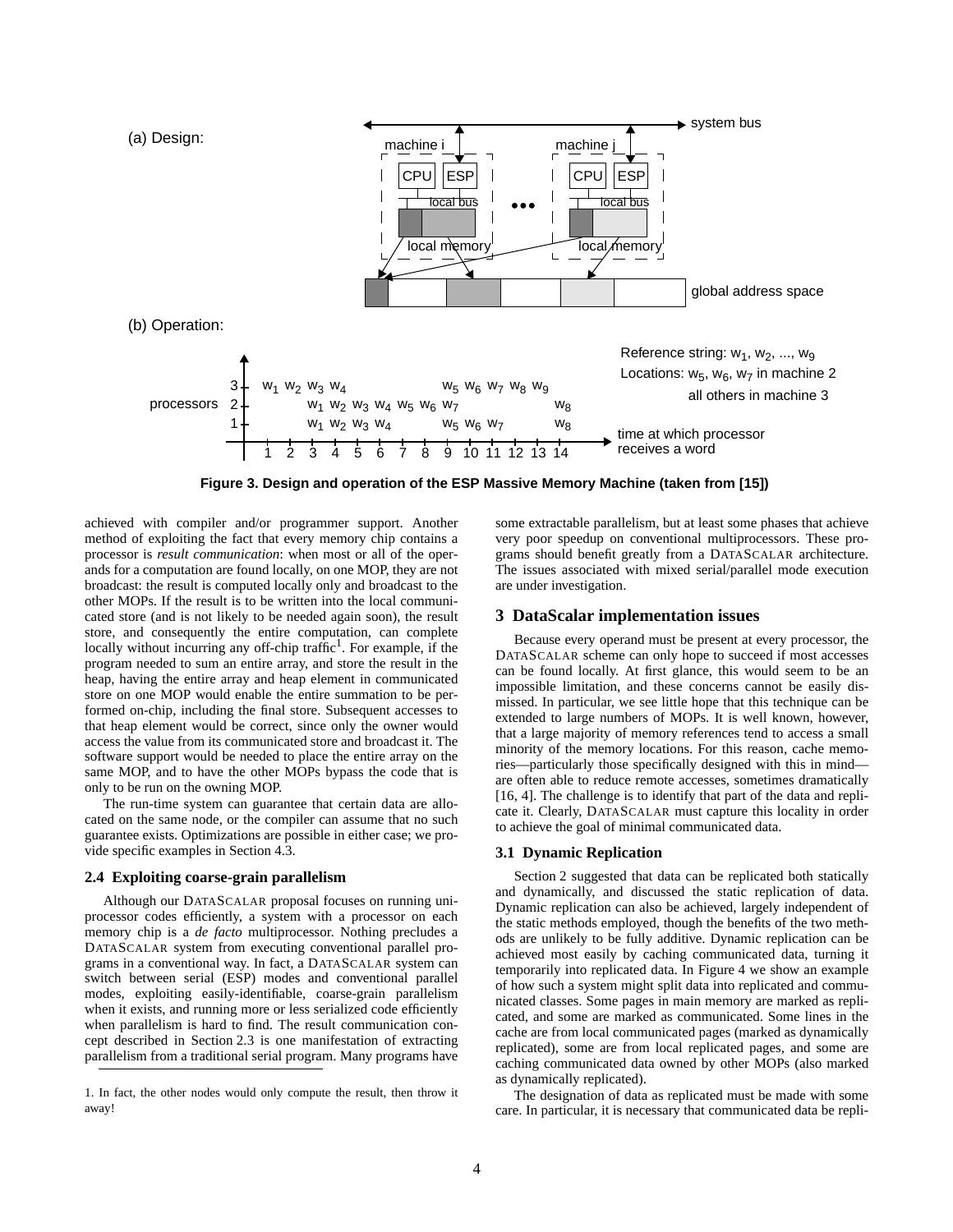(a) Design:

system bus

machine i

CPU ESP

local bus

local memory

machine j

CPU ESP

local bus

local memory

global address space

(b) Operation:

Reference string: $w_1, w_2, ..., w_9$

Locations: $w_5, w_6, w_7$ in machine 2

all others in machine 3

processors

3 $w_1$ $w_2$ $w_3$ $w_4$ $w_5$ $w_6$ $w_7$ $w_8$ $w_9$

2 $w_1$ $w_2$ $w_3$ $w_4$ $w_5$ $w_6$ $w_7$ $w_8$

1 $w_1$ $w_2$ $w_3$ $w_4$ $w_5$ $w_6$ $w_7$ $w_8$

1 2 3 4 5 6 7 8 9 10 11 12 13 14

time at which processor receives a word

**Figure 3. Design and operation of the ESP Massive Memory Machine (taken from [15])**

achieved with compiler and/or programmer support. Another method of exploiting the fact that every memory chip contains a processor is *result communication*: when most or all of the operands for a computation are found locally, on one MOP, they are not broadcast: the result is computed locally only and broadcast to the other MOPs. If the result is to be written into the local communicated store (and is not likely to be needed again soon), the result store, and consequently the entire computation, can complete locally without incurring any off-chip traffic[1]. For example, if the program needed to sum an entire array, and store the result in the heap, having the entire array and heap element in communicated store on one MOP would enable the entire summation to be performed on-chip, including the final store. Subsequent accesses to that heap element would be correct, since only the owner would access the value from its communicated store and broadcast it. The software support would be needed to place the entire array on the same MOP, and to have the other MOPs bypass the code that is only to be run on the owning MOP.

The run-time system can guarantee that certain data are allocated on the same node, or the compiler can assume that no such guarantee exists. Optimizations are possible in either case; we provide specific examples in Section 4.3.

### 2.4 Exploiting coarse-grain parallelism

Although our DataScalar proposal focuses on running uniprocessor codes efficiently, a system with a processor on each memory chip is a *de facto* multiprocessor. Nothing precludes a DataScalar system from executing conventional parallel programs in a conventional way. In fact, a DataScalar system can switch between serial (ESP) modes and conventional parallel modes, exploiting easily-identifiable, coarse-grain parallelism when it exists, and running more or less serialized code efficiently when parallelism is hard to find. The result communication concept described in Section 2.3 is one manifestation of extracting parallelism from a traditional serial program. Many programs have some extractable parallelism, but at least some phases that achieve very poor speedup on conventional multiprocessors. These programs should benefit greatly from a DataScalar architecture. The issues associated with mixed serial/parallel mode execution are under investigation.

1. In fact, the other nodes would only compute the result, then throw it away!

## 3 DataScalar implementation issues

Because every operand must be present at every processor, the DataScalar scheme can only hope to succeed if most accesses can be found locally. At first glance, this would seem to be an impossible limitation, and these concerns cannot be easily dismissed. In particular, we see little hope that this technique can be extended to large numbers of MOPs. It is well known, however, that a large majority of memory references tend to access a small minority of the memory locations. For this reason, cache memories—particularly those specifically designed with this in mind—are often able to reduce remote accesses, sometimes dramatically [16, 4]. The challenge is to identify that part of the data and replicate it. Clearly, DataScalar must capture this locality in order to achieve the goal of minimal communicated data.

### 3.1 Dynamic Replication

Section 2 suggested that data can be replicated both statically and dynamically, and discussed the static replication of data. Dynamic replication can also be achieved, largely independent of the static methods employed, though the benefits of the two methods are unlikely to be fully additive. Dynamic replication can be achieved most easily by caching communicated data, turning it temporarily into replicated data. In Figure 4 we show an example of how such a system might split data into replicated and communicated classes. Some pages in main memory are marked as replicated, and some are marked as communicated. Some lines in the cache are from local communicated pages (marked as dynamically replicated), some are from local replicated pages, and some are caching communicated data owned by other MOPs (also marked as dynamically replicated).

The designation of data as replicated must be made with some care. In particular, it is necessary that communicated data be repli-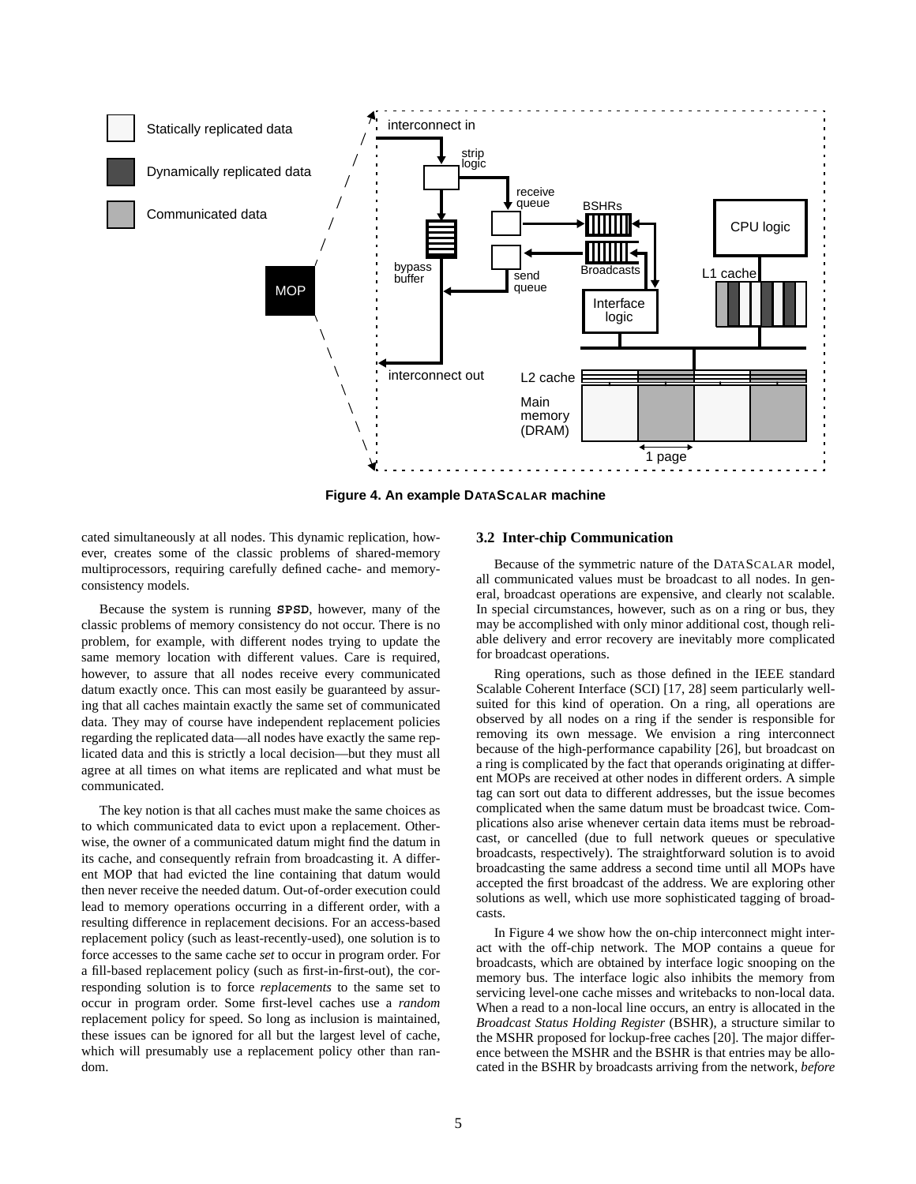Statically replicated data

Dynamically replicated data

Communicated data

MOP

interconnect in

strip logic

receive queue

BSHRs

CPU logic

bypass buffer

send queue

Broadcasts

L1 cache

Interface logic

interconnect out

L2 cache

Main memory (DRAM)

1 page

**Figure 4. An example DATASCALAR machine**

cated simultaneously at all nodes. This dynamic replication, however, creates some of the classic problems of shared-memory multiprocessors, requiring carefully defined cache- and memory-consistency models.

Because the system is running **SPSD**, however, many of the classic problems of memory consistency do not occur. There is no problem, for example, with different nodes trying to update the same memory location with different values. Care is required, however, to assure that all nodes receive every communicated datum exactly once. This can most easily be guaranteed by assuring that all caches maintain exactly the same set of communicated data. They may of course have independent replacement policies regarding the replicated data—all nodes have exactly the same replicated data and this is strictly a local decision—but they must all agree at all times on what items are replicated and what must be communicated.

The key notion is that all caches must make the same choices as to which communicated data to evict upon a replacement. Otherwise, the owner of a communicated datum might find the datum in its cache, and consequently refrain from broadcasting it. A different MOP that had evicted the line containing that datum would then never receive the needed datum. Out-of-order execution could lead to memory operations occurring in a different order, with a resulting difference in replacement decisions. For an access-based replacement policy (such as least-recently-used), one solution is to force accesses to the same cache *set* to occur in program order. For a fill-based replacement policy (such as first-in-first-out), the corresponding solution is to force *replacements* to the same set to occur in program order. Some first-level caches use a *random* replacement policy for speed. So long as inclusion is maintained, these issues can be ignored for all but the largest level of cache, which will presumably use a replacement policy other than random.

### 3.2 Inter-chip Communication

Because of the symmetric nature of the DATASCALAR model, all communicated values must be broadcast to all nodes. In general, broadcast operations are expensive, and clearly not scalable. In special circumstances, however, such as on a ring or bus, they may be accomplished with only minor additional cost, though reliable delivery and error recovery are inevitably more complicated for broadcast operations.

Ring operations, such as those defined in the IEEE standard Scalable Coherent Interface (SCI) [17, 28] seem particularly well-suited for this kind of operation. On a ring, all operations are observed by all nodes on a ring if the sender is responsible for removing its own message. We envision a ring interconnect because of the high-performance capability [26], but broadcast on a ring is complicated by the fact that operands originating at different MOPs are received at other nodes in different orders. A simple tag can sort out data to different addresses, but the issue becomes complicated when the same datum must be broadcast twice. Complications also arise whenever certain data items must be rebroadcast, or cancelled (due to full network queues or speculative broadcasts, respectively). The straightforward solution is to avoid broadcasting the same address a second time until all MOPs have accepted the first broadcast of the address. We are exploring other solutions as well, which use more sophisticated tagging of broadcasts.

In Figure 4 we show how the on-chip interconnect might interact with the off-chip network. The MOP contains a queue for broadcasts, which are obtained by interface logic snooping on the memory bus. The interface logic also inhibits the memory from servicing level-one cache misses and writebacks to non-local data. When a read to a non-local line occurs, an entry is allocated in the *Broadcast Status Holding Register* (BSHR), a structure similar to the MSHR proposed for lockup-free caches [20]. The major difference between the MSHR and the BSHR is that entries may be allocated in the BSHR by broadcasts arriving from the network, *before*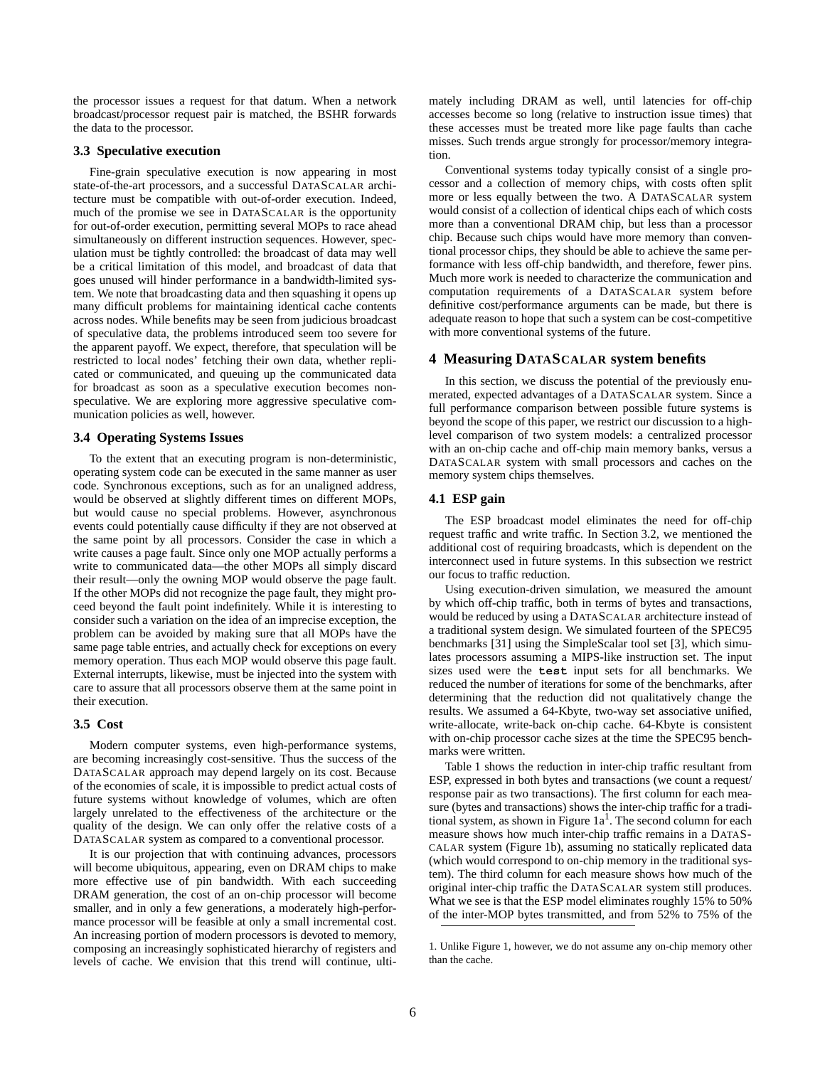the processor issues a request for that datum. When a network broadcast/processor request pair is matched, the BSHR forwards the data to the processor.

### 3.3 Speculative execution

Fine-grain speculative execution is now appearing in most state-of-the-art processors, and a successful DataScalar architecture must be compatible with out-of-order execution. Indeed, much of the promise we see in DataScalar is the opportunity for out-of-order execution, permitting several MOPs to race ahead simultaneously on different instruction sequences. However, speculation must be tightly controlled: the broadcast of data may well be a critical limitation of this model, and broadcast of data that goes unused will hinder performance in a bandwidth-limited system. We note that broadcasting data and then squashing it opens up many difficult problems for maintaining identical cache contents across nodes. While benefits may be seen from judicious broadcast of speculative data, the problems introduced seem too severe for the apparent payoff. We expect, therefore, that speculation will be restricted to local nodes' fetching their own data, whether replicated or communicated, and queuing up the communicated data for broadcast as soon as a speculative execution becomes non-speculative. We are exploring more aggressive speculative communication policies as well, however.

### 3.4 Operating Systems Issues

To the extent that an executing program is non-deterministic, operating system code can be executed in the same manner as user code. Synchronous exceptions, such as for an unaligned address, would be observed at slightly different times on different MOPs, but would cause no special problems. However, asynchronous events could potentially cause difficulty if they are not observed at the same point by all processors. Consider the case in which a write causes a page fault. Since only one MOP actually performs a write to communicated data—the other MOPs all simply discard their result—only the owning MOP would observe the page fault. If the other MOPs did not recognize the page fault, they might proceed beyond the fault point indefinitely. While it is interesting to consider such a variation on the idea of an imprecise exception, the problem can be avoided by making sure that all MOPs have the same page table entries, and actually check for exceptions on every memory operation. Thus each MOP would observe this page fault. External interrupts, likewise, must be injected into the system with care to assure that all processors observe them at the same point in their execution.

### 3.5 Cost

Modern computer systems, even high-performance systems, are becoming increasingly cost-sensitive. Thus the success of the DataScalar approach may depend largely on its cost. Because of the economies of scale, it is impossible to predict actual costs of future systems without knowledge of volumes, which are often largely unrelated to the effectiveness of the architecture or the quality of the design. We can only offer the relative costs of a DataScalar system as compared to a conventional processor.

It is our projection that with continuing advances, processors will become ubiquitous, appearing, even on DRAM chips to make more effective use of pin bandwidth. With each succeeding DRAM generation, the cost of an on-chip processor will become smaller, and in only a few generations, a moderately high-performance processor will be feasible at only a small incremental cost. An increasing portion of modern processors is devoted to memory, composing an increasingly sophisticated hierarchy of registers and levels of cache. We envision that this trend will continue, ultimately including DRAM as well, until latencies for off-chip accesses become so long (relative to instruction issue times) that these accesses must be treated more like page faults than cache misses. Such trends argue strongly for processor/memory integration.

Conventional systems today typically consist of a single processor and a collection of memory chips, with costs often split more or less equally between the two. A DataScalar system would consist of a collection of identical chips each of which costs more than a conventional DRAM chip, but less than a processor chip. Because such chips would have more memory than conventional processor chips, they should be able to achieve the same performance with less off-chip bandwidth, and therefore, fewer pins. Much more work is needed to characterize the communication and computation requirements of a DataScalar system before definitive cost/performance arguments can be made, but there is adequate reason to hope that such a system can be cost-competitive with more conventional systems of the future.

## 4 Measuring DataScalar system benefits

In this section, we discuss the potential of the previously enumerated, expected advantages of a DataScalar system. Since a full performance comparison between possible future systems is beyond the scope of this paper, we restrict our discussion to a high-level comparison of two system models: a centralized processor with an on-chip cache and off-chip main memory banks, versus a DataScalar system with small processors and caches on the memory system chips themselves.

### 4.1 ESP gain

The ESP broadcast model eliminates the need for off-chip request traffic and write traffic. In Section 3.2, we mentioned the additional cost of requiring broadcasts, which is dependent on the interconnect used in future systems. In this subsection we restrict our focus to traffic reduction.

Using execution-driven simulation, we measured the amount by which off-chip traffic, both in terms of bytes and transactions, would be reduced by using a DataScalar architecture instead of a traditional system design. We simulated fourteen of the SPEC95 benchmarks [31] using the SimpleScalar tool set [3], which simulates processors assuming a MIPS-like instruction set. The input sizes used were the **test** input sets for all benchmarks. We reduced the number of iterations for some of the benchmarks, after determining that the reduction did not qualitatively change the results. We assumed a 64-Kbyte, two-way set associative unified, write-allocate, write-back on-chip cache. 64-Kbyte is consistent with on-chip processor cache sizes at the time the SPEC95 benchmarks were written.

Table 1 shows the reduction in inter-chip traffic resultant from ESP, expressed in both bytes and transactions (we count a request/response pair as two transactions). The first column for each measure (bytes and transactions) shows the inter-chip traffic for a traditional system, as shown in Figure 1a[1]. The second column for each measure shows how much inter-chip traffic remains in a DataScalar system (Figure 1b), assuming no statically replicated data (which would correspond to on-chip memory in the traditional system). The third column for each measure shows how much of the original inter-chip traffic the DataScalar system still produces. What we see is that the ESP model eliminates roughly 15% to 50% of the inter-MOP bytes transmitted, and from 52% to 75% of the

1. Unlike Figure 1, however, we do not assume any on-chip memory other than the cache.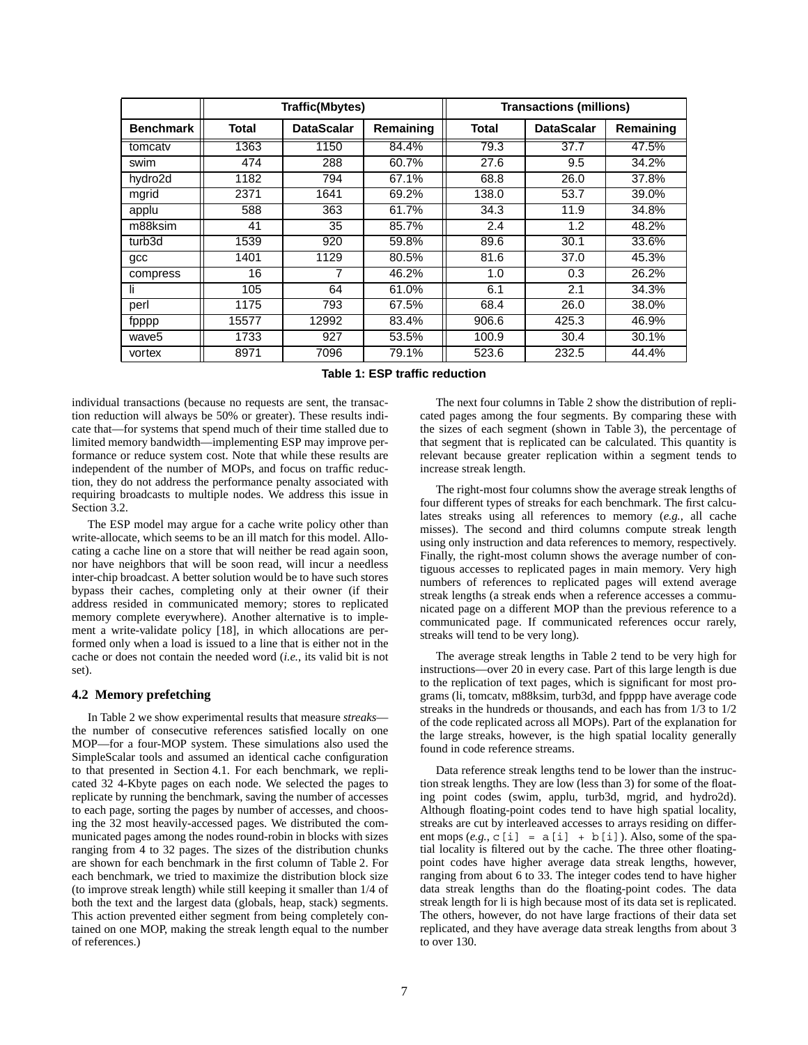| | Traffic(Mbytes) | | | Transactions (millions) | | |
|---|---|---|---|---|---|---|
| **Benchmark** | **Total** | **DataScalar** | **Remaining** | **Total** | **DataScalar** | **Remaining** |
| tomcatv | 1363 | 1150 | 84.4% | 79.3 | 37.7 | 47.5% |
| swim | 474 | 288 | 60.7% | 27.6 | 9.5 | 34.2% |
| hydro2d | 1182 | 794 | 67.1% | 68.8 | 26.0 | 37.8% |
| mgrid | 2371 | 1641 | 69.2% | 138.0 | 53.7 | 39.0% |
| applu | 588 | 363 | 61.7% | 34.3 | 11.9 | 34.8% |
| m88ksim | 41 | 35 | 85.7% | 2.4 | 1.2 | 48.2% |
| turb3d | 1539 | 920 | 59.8% | 89.6 | 30.1 | 33.6% |
| gcc | 1401 | 1129 | 80.5% | 81.6 | 37.0 | 45.3% |
| compress | 16 | 7 | 46.2% | 1.0 | 0.3 | 26.2% |
| li | 105 | 64 | 61.0% | 6.1 | 2.1 | 34.3% |
| perl | 1175 | 793 | 67.5% | 68.4 | 26.0 | 38.0% |
| fpppp | 15577 | 12992 | 83.4% | 906.6 | 425.3 | 46.9% |
| wave5 | 1733 | 927 | 53.5% | 100.9 | 30.4 | 30.1% |
| vortex | 8971 | 7096 | 79.1% | 523.6 | 232.5 | 44.4% |

**Table 1: ESP traffic reduction**

individual transactions (because no requests are sent, the transaction reduction will always be 50% or greater). These results indicate that—for systems that spend much of their time stalled due to limited memory bandwidth—implementing ESP may improve performance or reduce system cost. Note that while these results are independent of the number of MOPs, and focus on traffic reduction, they do not address the performance penalty associated with requiring broadcasts to multiple nodes. We address this issue in Section 3.2.

The ESP model may argue for a cache write policy other than write-allocate, which seems to be an ill match for this model. Allocating a cache line on a store that will neither be read again soon, nor have neighbors that will be soon read, will incur a needless inter-chip broadcast. A better solution would be to have such stores bypass their caches, completing only at their owner (if their address resided in communicated memory; stores to replicated memory complete everywhere). Another alternative is to implement a write-validate policy [18], in which allocations are performed only when a load is issued to a line that is either not in the cache or does not contain the needed word (*i.e.*, its valid bit is not set).

### 4.2 Memory prefetching

In Table 2 we show experimental results that measure *streaks*—the number of consecutive references satisfied locally on one MOP—for a four-MOP system. These simulations also used the SimpleScalar tools and assumed an identical cache configuration to that presented in Section 4.1. For each benchmark, we replicated 32 4-Kbyte pages on each node. We selected the pages to replicate by running the benchmark, saving the number of accesses to each page, sorting the pages by number of accesses, and choosing the 32 most heavily-accessed pages. We distributed the communicated pages among the nodes round-robin in blocks with sizes ranging from 4 to 32 pages. The sizes of the distribution chunks are shown for each benchmark in the first column of Table 2. For each benchmark, we tried to maximize the distribution block size (to improve streak length) while still keeping it smaller than 1/4 of both the text and the largest data (globals, heap, stack) segments. This action prevented either segment from being completely contained on one MOP, making the streak length equal to the number of references.)

The next four columns in Table 2 show the distribution of replicated pages among the four segments. By comparing these with the sizes of each segment (shown in Table 3), the percentage of that segment that is replicated can be calculated. This quantity is relevant because greater replication within a segment tends to increase streak length.

The right-most four columns show the average streak lengths of four different types of streaks for each benchmark. The first calculates streaks using all references to memory (*e.g.*, all cache misses). The second and third columns compute streak length using only instruction and data references to memory, respectively. Finally, the right-most column shows the average number of contiguous accesses to replicated pages in main memory. Very high numbers of references to replicated pages will extend average streak lengths (a streak ends when a reference accesses a communicated page on a different MOP than the previous reference to a communicated page. If communicated references occur rarely, streaks will tend to be very long).

The average streak lengths in Table 2 tend to be very high for instructions—over 20 in every case. Part of this large length is due to the replication of text pages, which is significant for most programs (li, tomcatv, m88ksim, turb3d, and fpppp have average code streaks in the hundreds or thousands, and each has from 1/3 to 1/2 of the code replicated across all MOPs). Part of the explanation for the large streaks, however, is the high spatial locality generally found in code reference streams.

Data reference streak lengths tend to be lower than the instruction streak lengths. They are low (less than 3) for some of the floating point codes (swim, applu, turb3d, mgrid, and hydro2d). Although floating-point codes tend to have high spatial locality, streaks are cut by interleaved accesses to arrays residing on different mops (*e.g.*, `c[i] = a[i] + b[i]`). Also, some of the spatial locality is filtered out by the cache. The three other floating-point codes have higher average data streak lengths, however, ranging from about 6 to 33. The integer codes tend to have higher data streak lengths than do the floating-point codes. The data streak length for li is high because most of its data set is replicated. The others, however, do not have large fractions of their data set replicated, and they have average data streak lengths from about 3 to over 130.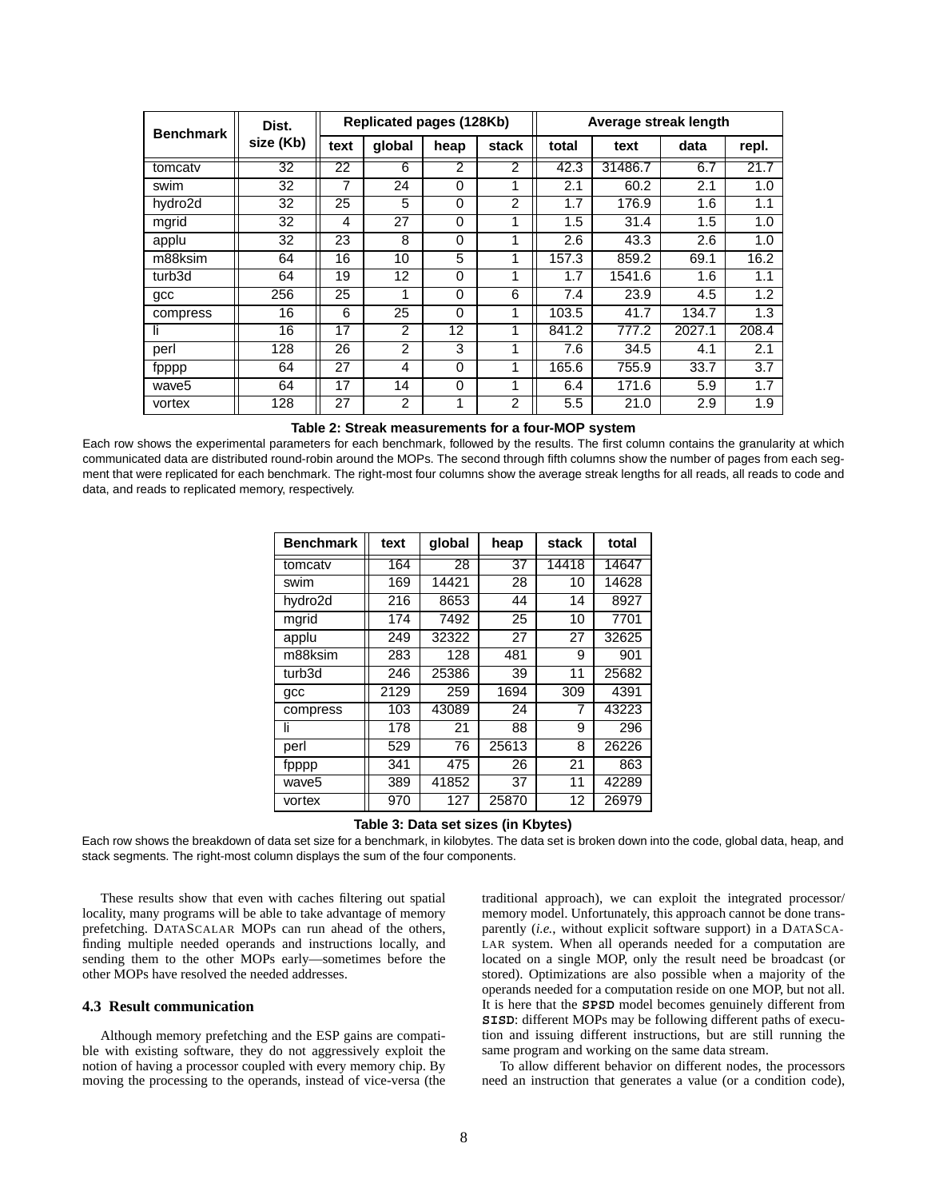| Benchmark | Dist. size (Kb) | Replicated pages (128Kb) | | | | Average streak length | | | |
|---|---|---|---|---|---|---|---|---|---|
| | | text | global | heap | stack | total | text | data | repl. |
| tomcatv | 32 | 22 | 6 | 2 | 2 | 42.3 | 31486.7 | 6.7 | 21.7 |
| swim | 32 | 7 | 24 | 0 | 1 | 2.1 | 60.2 | 2.1 | 1.0 |
| hydro2d | 32 | 25 | 5 | 0 | 2 | 1.7 | 176.9 | 1.6 | 1.1 |
| mgrid | 32 | 4 | 27 | 0 | 1 | 1.5 | 31.4 | 1.5 | 1.0 |
| applu | 32 | 23 | 8 | 0 | 1 | 2.6 | 43.3 | 2.6 | 1.0 |
| m88ksim | 64 | 16 | 10 | 5 | 1 | 157.3 | 859.2 | 69.1 | 16.2 |
| turb3d | 64 | 19 | 12 | 0 | 1 | 1.7 | 1541.6 | 1.6 | 1.1 |
| gcc | 256 | 25 | 1 | 0 | 6 | 7.4 | 23.9 | 4.5 | 1.2 |
| compress | 16 | 6 | 25 | 0 | 1 | 103.5 | 41.7 | 134.7 | 1.3 |
| li | 16 | 17 | 2 | 12 | 1 | 841.2 | 777.2 | 2027.1 | 208.4 |
| perl | 128 | 26 | 2 | 3 | 1 | 7.6 | 34.5 | 4.1 | 2.1 |
| fpppp | 64 | 27 | 4 | 0 | 1 | 165.6 | 755.9 | 33.7 | 3.7 |
| wave5 | 64 | 17 | 14 | 0 | 1 | 6.4 | 171.6 | 5.9 | 1.7 |
| vortex | 128 | 27 | 2 | 1 | 2 | 5.5 | 21.0 | 2.9 | 1.9 |

**Table 2: Streak measurements for a four-MOP system**

Each row shows the experimental parameters for each benchmark, followed by the results. The first column contains the granularity at which communicated data are distributed round-robin around the MOPs. The second through fifth columns show the number of pages from each segment that were replicated for each benchmark. The right-most four columns show the average streak lengths for all reads, all reads to code and data, and reads to replicated memory, respectively.

| Benchmark | text | global | heap | stack | total |
|---|---|---|---|---|---|
| tomcatv | 164 | 28 | 37 | 14418 | 14647 |
| swim | 169 | 14421 | 28 | 10 | 14628 |
| hydro2d | 216 | 8653 | 44 | 14 | 8927 |
| mgrid | 174 | 7492 | 25 | 10 | 7701 |
| applu | 249 | 32322 | 27 | 27 | 32625 |
| m88ksim | 283 | 128 | 481 | 9 | 901 |
| turb3d | 246 | 25386 | 39 | 11 | 25682 |
| gcc | 2129 | 259 | 1694 | 309 | 4391 |
| compress | 103 | 43089 | 24 | 7 | 43223 |
| li | 178 | 21 | 88 | 9 | 296 |
| perl | 529 | 76 | 25613 | 8 | 26226 |
| fpppp | 341 | 475 | 26 | 21 | 863 |
| wave5 | 389 | 41852 | 37 | 11 | 42289 |
| vortex | 970 | 127 | 25870 | 12 | 26979 |

**Table 3: Data set sizes (in Kbytes)**

Each row shows the breakdown of data set size for a benchmark, in kilobytes. The data set is broken down into the code, global data, heap, and stack segments. The right-most column displays the sum of the four components.

These results show that even with caches filtering out spatial locality, many programs will be able to take advantage of memory prefetching. DATASCALAR MOPs can run ahead of the others, finding multiple needed operands and instructions locally, and sending them to the other MOPs early—sometimes before the other MOPs have resolved the needed addresses.

### 4.3 Result communication

Although memory prefetching and the ESP gains are compatible with existing software, they do not aggressively exploit the notion of having a processor coupled with every memory chip. By moving the processing to the operands, instead of vice-versa (the traditional approach), we can exploit the integrated processor/memory model. Unfortunately, this approach cannot be done transparently (*i.e.*, without explicit software support) in a DATASCALAR system. When all operands needed for a computation are located on a single MOP, only the result need be broadcast (or stored). Optimizations are also possible when a majority of the operands needed for a computation reside on one MOP, but not all. It is here that the **SPSD** model becomes genuinely different from **SISD**: different MOPs may be following different paths of execution and issuing different instructions, but are still running the same program and working on the same data stream.

To allow different behavior on different nodes, the processors need an instruction that generates a value (or a condition code),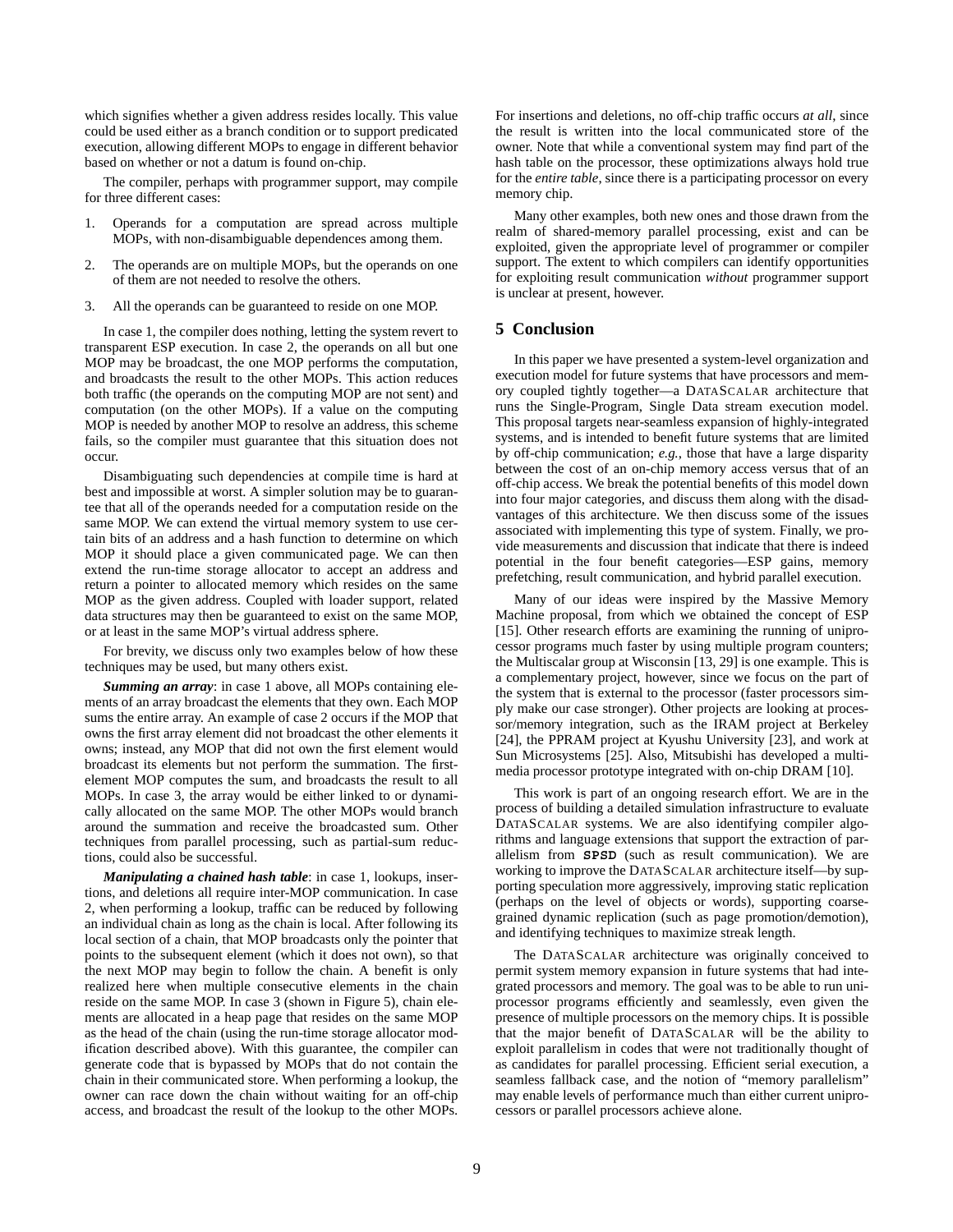which signifies whether a given address resides locally. This value could be used either as a branch condition or to support predicated execution, allowing different MOPs to engage in different behavior based on whether or not a datum is found on-chip.

The compiler, perhaps with programmer support, may compile for three different cases:

1. Operands for a computation are spread across multiple MOPs, with non-disambiguable dependences among them.
2. The operands are on multiple MOPs, but the operands on one of them are not needed to resolve the others.
3. All the operands can be guaranteed to reside on one MOP.

In case 1, the compiler does nothing, letting the system revert to transparent ESP execution. In case 2, the operands on all but one MOP may be broadcast, the one MOP performs the computation, and broadcasts the result to the other MOPs. This action reduces both traffic (the operands on the computing MOP are not sent) and computation (on the other MOPs). If a value on the computing MOP is needed by another MOP to resolve an address, this scheme fails, so the compiler must guarantee that this situation does not occur.

Disambiguating such dependencies at compile time is hard at best and impossible at worst. A simpler solution may be to guarantee that all of the operands needed for a computation reside on the same MOP. We can extend the virtual memory system to use certain bits of an address and a hash function to determine on which MOP it should place a given communicated page. We can then extend the run-time storage allocator to accept an address and return a pointer to allocated memory which resides on the same MOP as the given address. Coupled with loader support, related data structures may then be guaranteed to exist on the same MOP, or at least in the same MOP's virtual address sphere.

For brevity, we discuss only two examples below of how these techniques may be used, but many others exist.

***Summing an array***: in case 1 above, all MOPs containing elements of an array broadcast the elements that they own. Each MOP sums the entire array. An example of case 2 occurs if the MOP that owns the first array element did not broadcast the other elements it owns; instead, any MOP that did not own the first element would broadcast its elements but not perform the summation. The first-element MOP computes the sum, and broadcasts the result to all MOPs. In case 3, the array would be either linked to or dynamically allocated on the same MOP. The other MOPs would branch around the summation and receive the broadcasted sum. Other techniques from parallel processing, such as partial-sum reductions, could also be successful.

***Manipulating a chained hash table***: in case 1, lookups, insertions, and deletions all require inter-MOP communication. In case 2, when performing a lookup, traffic can be reduced by following an individual chain as long as the chain is local. After following its local section of a chain, that MOP broadcasts only the pointer that points to the subsequent element (which it does not own), so that the next MOP may begin to follow the chain. A benefit is only realized here when multiple consecutive elements in the chain reside on the same MOP. In case 3 (shown in Figure 5), chain elements are allocated in a heap page that resides on the same MOP as the head of the chain (using the run-time storage allocator modification described above). With this guarantee, the compiler can generate code that is bypassed by MOPs that do not contain the chain in their communicated store. When performing a lookup, the owner can race down the chain without waiting for an off-chip access, and broadcast the result of the lookup to the other MOPs. For insertions and deletions, no off-chip traffic occurs *at all*, since the result is written into the local communicated store of the owner. Note that while a conventional system may find part of the hash table on the processor, these optimizations always hold true for the *entire table*, since there is a participating processor on every memory chip.

Many other examples, both new ones and those drawn from the realm of shared-memory parallel processing, exist and can be exploited, given the appropriate level of programmer or compiler support. The extent to which compilers can identify opportunities for exploiting result communication *without* programmer support is unclear at present, however.

## 5 Conclusion

In this paper we have presented a system-level organization and execution model for future systems that have processors and memory coupled tightly together—a DataScalar architecture that runs the Single-Program, Single Data stream execution model. This proposal targets near-seamless expansion of highly-integrated systems, and is intended to benefit future systems that are limited by off-chip communication; *e.g.*, those that have a large disparity between the cost of an on-chip memory access versus that of an off-chip access. We break the potential benefits of this model down into four major categories, and discuss them along with the disadvantages of this architecture. We then discuss some of the issues associated with implementing this type of system. Finally, we provide measurements and discussion that indicate that there is indeed potential in the four benefit categories—ESP gains, memory prefetching, result communication, and hybrid parallel execution.

Many of our ideas were inspired by the Massive Memory Machine proposal, from which we obtained the concept of ESP [15]. Other research efforts are examining the running of uniprocessor programs much faster by using multiple program counters; the Multiscalar group at Wisconsin [13, 29] is one example. This is a complementary project, however, since we focus on the part of the system that is external to the processor (faster processors simply make our case stronger). Other projects are looking at processor/memory integration, such as the IRAM project at Berkeley [24], the PPRAM project at Kyushu University [23], and work at Sun Microsystems [25]. Also, Mitsubishi has developed a multimedia processor prototype integrated with on-chip DRAM [10].

This work is part of an ongoing research effort. We are in the process of building a detailed simulation infrastructure to evaluate DataScalar systems. We are also identifying compiler algorithms and language extensions that support the extraction of parallelism from **SPSD** (such as result communication). We are working to improve the DataScalar architecture itself—by supporting speculation more aggressively, improving static replication (perhaps on the level of objects or words), supporting coarse-grained dynamic replication (such as page promotion/demotion), and identifying techniques to maximize streak length.

The DataScalar architecture was originally conceived to permit system memory expansion in future systems that had integrated processors and memory. The goal was to be able to run uniprocessor programs efficiently and seamlessly, even given the presence of multiple processors on the memory chips. It is possible that the major benefit of DataScalar will be the ability to exploit parallelism in codes that were not traditionally thought of as candidates for parallel processing. Efficient serial execution, a seamless fallback case, and the notion of "memory parallelism" may enable levels of performance much than either current uniprocessors or parallel processors achieve alone.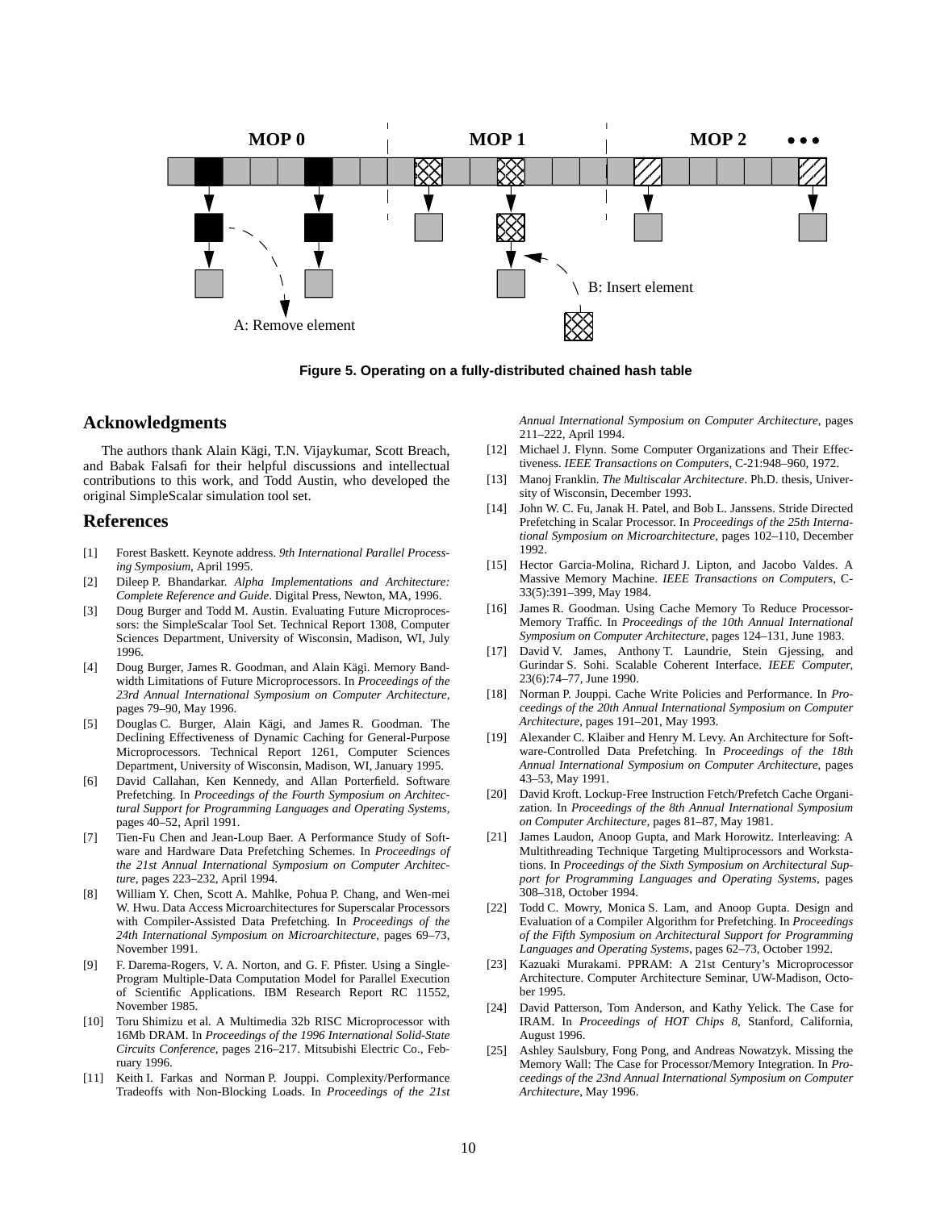MOP 0

MOP 1

MOP 2

A: Remove element

B: Insert element

**Figure 5. Operating on a fully-distributed chained hash table**

## Acknowledgments

The authors thank Alain Kägi, T.N. Vijaykumar, Scott Breach, and Babak Falsafi for their helpful discussions and intellectual contributions to this work, and Todd Austin, who developed the original SimpleScalar simulation tool set.

## References

[1] Forest Baskett. Keynote address. *9th International Parallel Processing Symposium*, April 1995.

[2] Dileep P. Bhandarkar. *Alpha Implementations and Architecture: Complete Reference and Guide*. Digital Press, Newton, MA, 1996.

[3] Doug Burger and Todd M. Austin. Evaluating Future Microprocessors: the SimpleScalar Tool Set. Technical Report 1308, Computer Sciences Department, University of Wisconsin, Madison, WI, July 1996.

[4] Doug Burger, James R. Goodman, and Alain Kägi. Memory Bandwidth Limitations of Future Microprocessors. In *Proceedings of the 23rd Annual International Symposium on Computer Architecture*, pages 79–90, May 1996.

[5] Douglas C. Burger, Alain Kägi, and James R. Goodman. The Declining Effectiveness of Dynamic Caching for General-Purpose Microprocessors. Technical Report 1261, Computer Sciences Department, University of Wisconsin, Madison, WI, January 1995.

[6] David Callahan, Ken Kennedy, and Allan Porterfield. Software Prefetching. In *Proceedings of the Fourth Symposium on Architectural Support for Programming Languages and Operating Systems*, pages 40–52, April 1991.

[7] Tien-Fu Chen and Jean-Loup Baer. A Performance Study of Software and Hardware Data Prefetching Schemes. In *Proceedings of the 21st Annual International Symposium on Computer Architecture*, pages 223–232, April 1994.

[8] William Y. Chen, Scott A. Mahlke, Pohua P. Chang, and Wen-mei W. Hwu. Data Access Microarchitectures for Superscalar Processors with Compiler-Assisted Data Prefetching. In *Proceedings of the 24th International Symposium on Microarchitecture*, pages 69–73, November 1991.

[9] F. Darema-Rogers, V. A. Norton, and G. F. Pfister. Using a Single-Program Multiple-Data Computation Model for Parallel Execution of Scientific Applications. IBM Research Report RC 11552, November 1985.

[10] Toru Shimizu et al. A Multimedia 32b RISC Microprocessor with 16Mb DRAM. In *Proceedings of the 1996 International Solid-State Circuits Conference*, pages 216–217. Mitsubishi Electric Co., February 1996.

[11] Keith I. Farkas and Norman P. Jouppi. Complexity/Performance Tradeoffs with Non-Blocking Loads. In *Proceedings of the 21st Annual International Symposium on Computer Architecture*, pages 211–222, April 1994.

[12] Michael J. Flynn. Some Computer Organizations and Their Effectiveness. *IEEE Transactions on Computers*, C-21:948–960, 1972.

[13] Manoj Franklin. *The Multiscalar Architecture*. Ph.D. thesis, University of Wisconsin, December 1993.

[14] John W. C. Fu, Janak H. Patel, and Bob L. Janssens. Stride Directed Prefetching in Scalar Processor. In *Proceedings of the 25th International Symposium on Microarchitecture*, pages 102–110, December 1992.

[15] Hector Garcia-Molina, Richard J. Lipton, and Jacobo Valdes. A Massive Memory Machine. *IEEE Transactions on Computers*, C-33(5):391–399, May 1984.

[16] James R. Goodman. Using Cache Memory To Reduce Processor-Memory Traffic. In *Proceedings of the 10th Annual International Symposium on Computer Architecture*, pages 124–131, June 1983.

[17] David V. James, Anthony T. Laundrie, Stein Gjessing, and Gurindar S. Sohi. Scalable Coherent Interface. *IEEE Computer*, 23(6):74–77, June 1990.

[18] Norman P. Jouppi. Cache Write Policies and Performance. In *Proceedings of the 20th Annual International Symposium on Computer Architecture*, pages 191–201, May 1993.

[19] Alexander C. Klaiber and Henry M. Levy. An Architecture for Software-Controlled Data Prefetching. In *Proceedings of the 18th Annual International Symposium on Computer Architecture*, pages 43–53, May 1991.

[20] David Kroft. Lockup-Free Instruction Fetch/Prefetch Cache Organization. In *Proceedings of the 8th Annual International Symposium on Computer Architecture*, pages 81–87, May 1981.

[21] James Laudon, Anoop Gupta, and Mark Horowitz. Interleaving: A Multithreading Technique Targeting Multiprocessors and Workstations. In *Proceedings of the Sixth Symposium on Architectural Support for Programming Languages and Operating Systems*, pages 308–318, October 1994.

[22] Todd C. Mowry, Monica S. Lam, and Anoop Gupta. Design and Evaluation of a Compiler Algorithm for Prefetching. In *Proceedings of the Fifth Symposium on Architectural Support for Programming Languages and Operating Systems*, pages 62–73, October 1992.

[23] Kazuaki Murakami. PPRAM: A 21st Century's Microprocessor Architecture. Computer Architecture Seminar, UW-Madison, October 1995.

[24] David Patterson, Tom Anderson, and Kathy Yelick. The Case for IRAM. In *Proceedings of HOT Chips 8*, Stanford, California, August 1996.

[25] Ashley Saulsbury, Fong Pong, and Andreas Nowatzyk. Missing the Memory Wall: The Case for Processor/Memory Integration. In *Proceedings of the 23nd Annual International Symposium on Computer Architecture*, May 1996.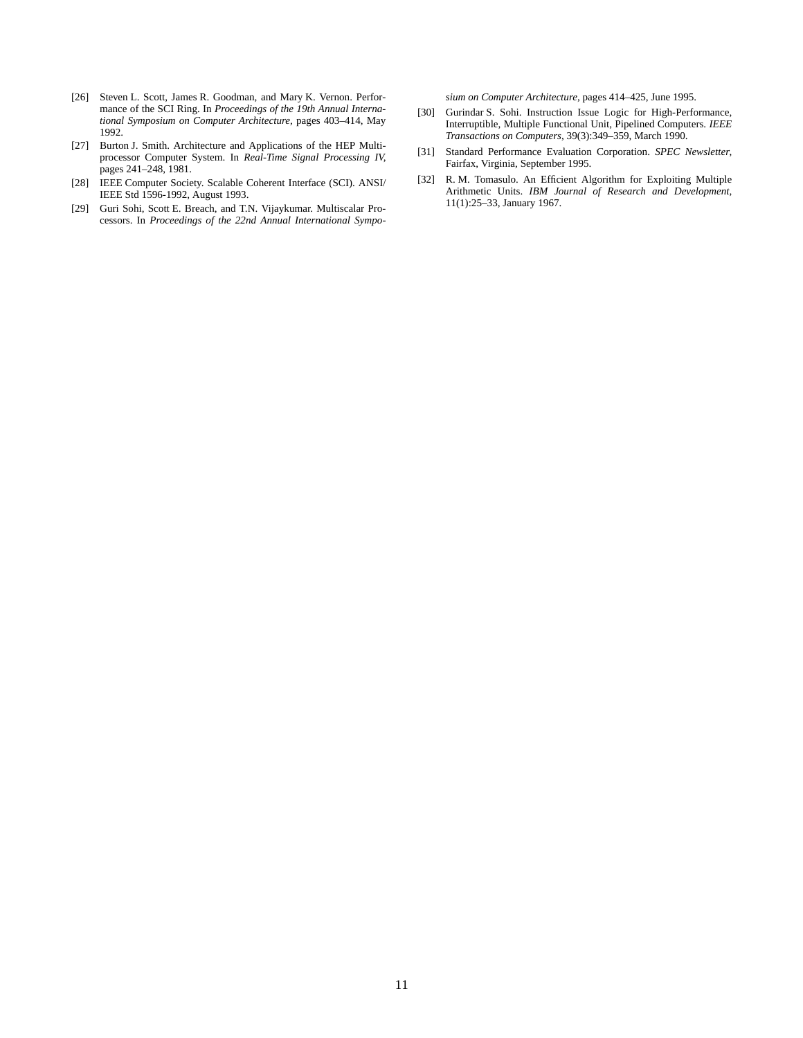[26] Steven L. Scott, James R. Goodman, and Mary K. Vernon. Performance of the SCI Ring. In *Proceedings of the 19th Annual International Symposium on Computer Architecture*, pages 403–414, May 1992.

[27] Burton J. Smith. Architecture and Applications of the HEP Multiprocessor Computer System. In *Real-Time Signal Processing IV*, pages 241–248, 1981.

[28] IEEE Computer Society. Scalable Coherent Interface (SCI). ANSI/IEEE Std 1596-1992, August 1993.

[29] Guri Sohi, Scott E. Breach, and T.N. Vijaykumar. Multiscalar Processors. In *Proceedings of the 22nd Annual International Symposium on Computer Architecture*, pages 414–425, June 1995.

[30] Gurindar S. Sohi. Instruction Issue Logic for High-Performance, Interruptible, Multiple Functional Unit, Pipelined Computers. *IEEE Transactions on Computers*, 39(3):349–359, March 1990.

[31] Standard Performance Evaluation Corporation. *SPEC Newsletter*, Fairfax, Virginia, September 1995.

[32] R. M. Tomasulo. An Efficient Algorithm for Exploiting Multiple Arithmetic Units. *IBM Journal of Research and Development*, 11(1):25–33, January 1967.